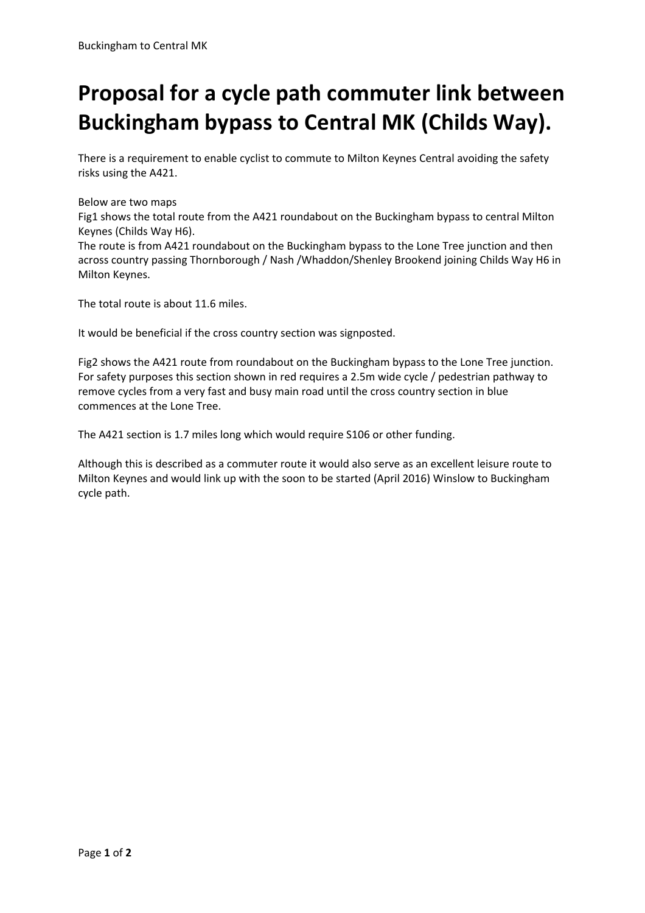# Proposal for a cycle path commuter link between Buckingham bypass to Central MK (Childs Way).

There is a requirement to enable cyclist to commute to Milton Keynes Central avoiding the safety risks using the A421.

Below are two maps
Fig1 shows the total route from the A421 roundabout on the Buckingham bypass to central Milton Keynes (Childs Way H6).
The route is from A421 roundabout on the Buckingham bypass to the Lone Tree junction and then across country passing Thornborough / Nash /Whaddon/Shenley Brookend joining Childs Way H6 in Milton Keynes.

The total route is about 11.6 miles.

It would be beneficial if the cross country section was signposted.

Fig2 shows the A421 route from roundabout on the Buckingham bypass to the Lone Tree junction. For safety purposes this section shown in red requires a 2.5m wide cycle / pedestrian pathway to remove cycles from a very fast and busy main road until the cross country section in blue commences at the Lone Tree.

The A421 section is 1.7 miles long which would require S106 or other funding.

Although this is described as a commuter route it would also serve as an excellent leisure route to Milton Keynes and would link up with the soon to be started (April 2016) Winslow to Buckingham cycle path.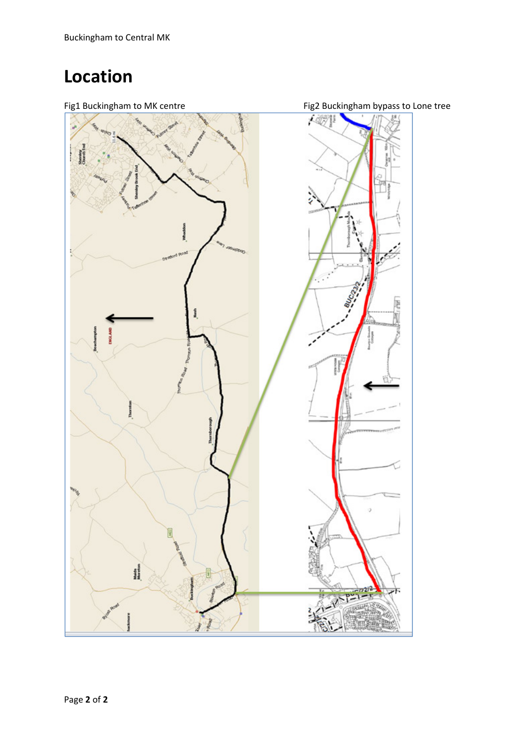# Location

Fig1 Buckingham to MK centre

Fig2 Buckingham bypass to Lone tree